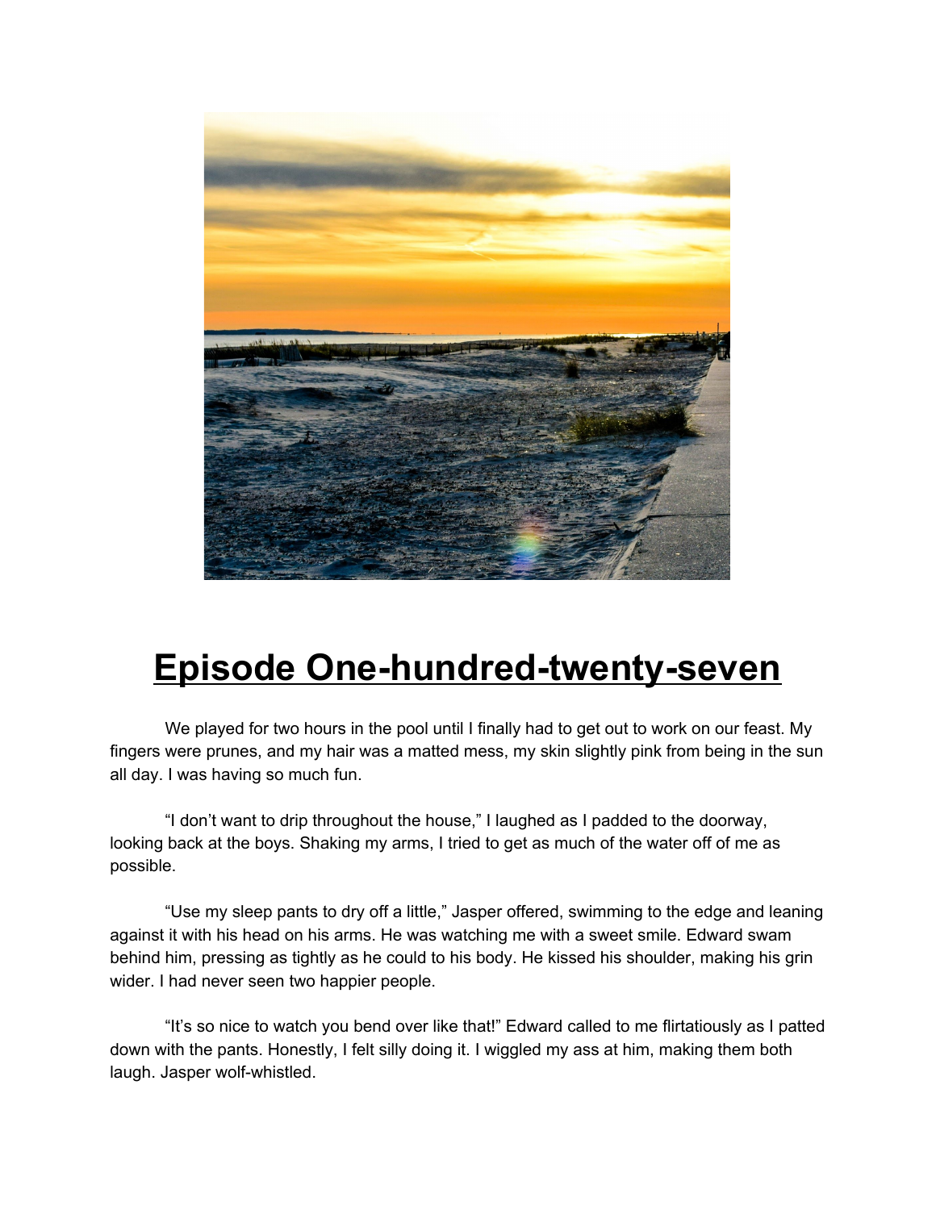# Episode One-hundred-twenty-seven

We played for two hours in the pool until I finally had to get out to work on our feast. My fingers were prunes, and my hair was a matted mess, my skin slightly pink from being in the sun all day. I was having so much fun.

"I don't want to drip throughout the house," I laughed as I padded to the doorway, looking back at the boys. Shaking my arms, I tried to get as much of the water off of me as possible.

"Use my sleep pants to dry off a little," Jasper offered, swimming to the edge and leaning against it with his head on his arms. He was watching me with a sweet smile. Edward swam behind him, pressing as tightly as he could to his body. He kissed his shoulder, making his grin wider. I had never seen two happier people.

"It's so nice to watch you bend over like that!" Edward called to me flirtatiously as I patted down with the pants. Honestly, I felt silly doing it. I wiggled my ass at him, making them both laugh. Jasper wolf-whistled.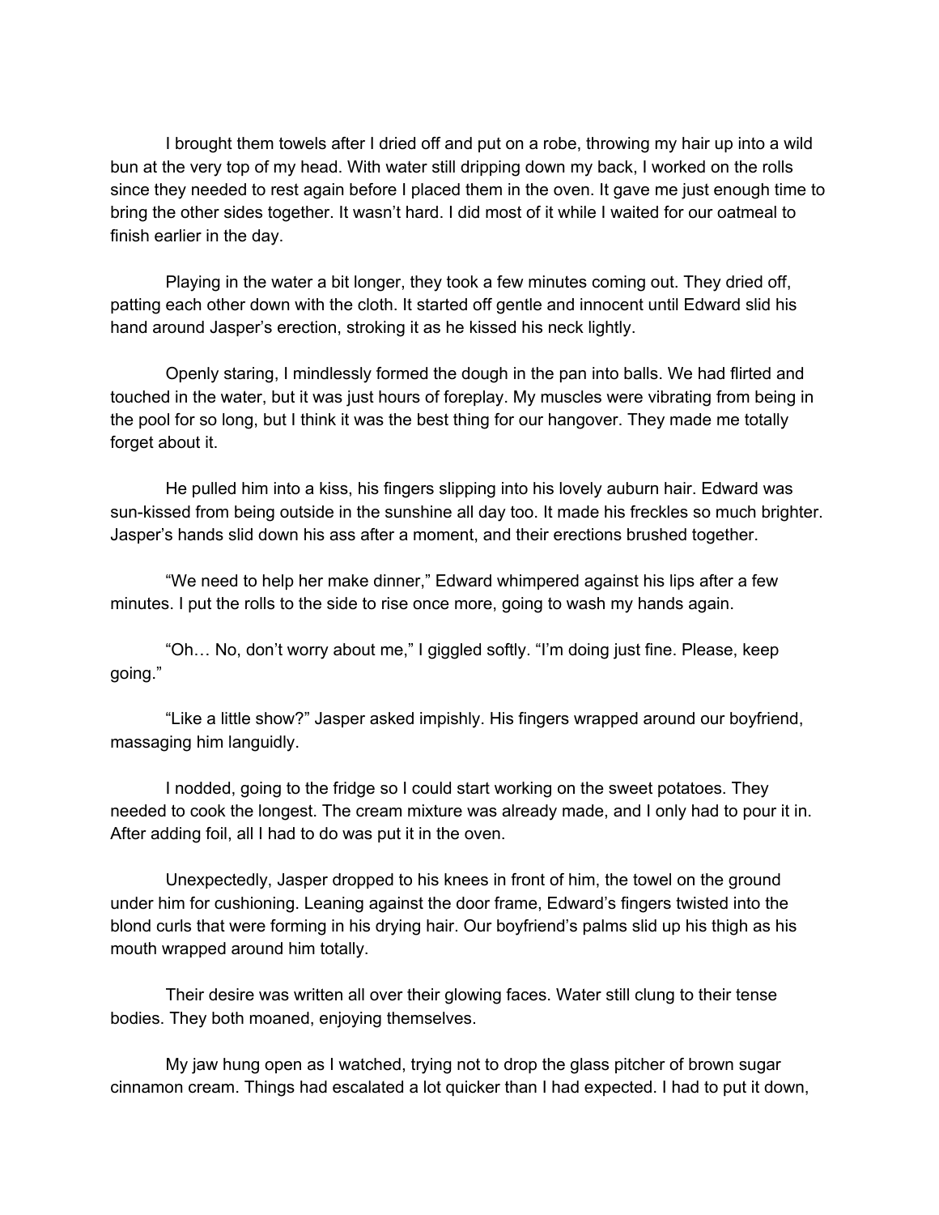I brought them towels after I dried off and put on a robe, throwing my hair up into a wild bun at the very top of my head. With water still dripping down my back, I worked on the rolls since they needed to rest again before I placed them in the oven. It gave me just enough time to bring the other sides together. It wasn't hard. I did most of it while I waited for our oatmeal to finish earlier in the day.

Playing in the water a bit longer, they took a few minutes coming out. They dried off, patting each other down with the cloth. It started off gentle and innocent until Edward slid his hand around Jasper's erection, stroking it as he kissed his neck lightly.

Openly staring, I mindlessly formed the dough in the pan into balls. We had flirted and touched in the water, but it was just hours of foreplay. My muscles were vibrating from being in the pool for so long, but I think it was the best thing for our hangover. They made me totally forget about it.

He pulled him into a kiss, his fingers slipping into his lovely auburn hair. Edward was sun-kissed from being outside in the sunshine all day too. It made his freckles so much brighter. Jasper's hands slid down his ass after a moment, and their erections brushed together.

"We need to help her make dinner," Edward whimpered against his lips after a few minutes. I put the rolls to the side to rise once more, going to wash my hands again.

"Oh… No, don't worry about me," I giggled softly. "I'm doing just fine. Please, keep going."

"Like a little show?" Jasper asked impishly. His fingers wrapped around our boyfriend, massaging him languidly.

I nodded, going to the fridge so I could start working on the sweet potatoes. They needed to cook the longest. The cream mixture was already made, and I only had to pour it in. After adding foil, all I had to do was put it in the oven.

Unexpectedly, Jasper dropped to his knees in front of him, the towel on the ground under him for cushioning. Leaning against the door frame, Edward's fingers twisted into the blond curls that were forming in his drying hair. Our boyfriend's palms slid up his thigh as his mouth wrapped around him totally.

Their desire was written all over their glowing faces. Water still clung to their tense bodies. They both moaned, enjoying themselves.

My jaw hung open as I watched, trying not to drop the glass pitcher of brown sugar cinnamon cream. Things had escalated a lot quicker than I had expected. I had to put it down,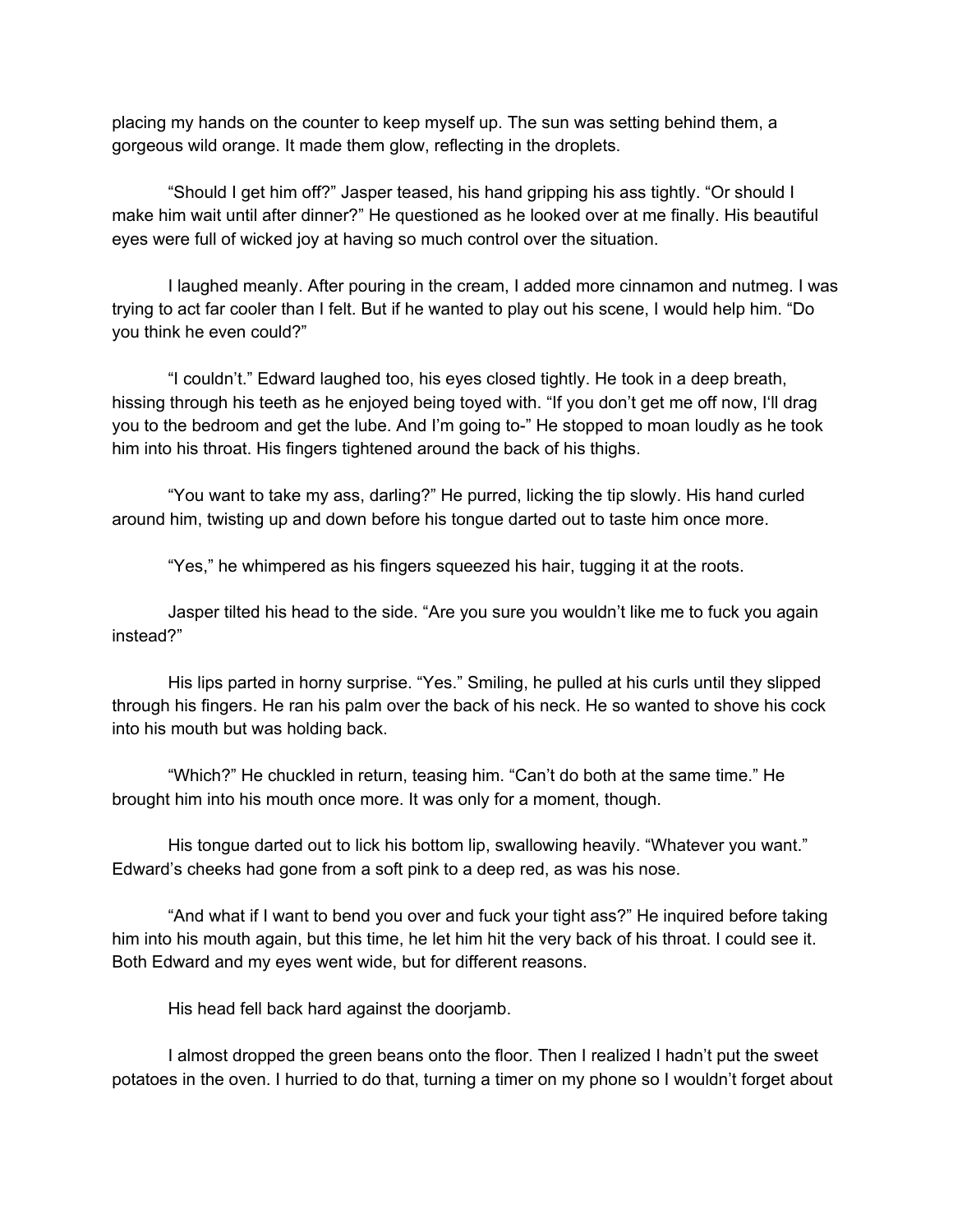placing my hands on the counter to keep myself up. The sun was setting behind them, a gorgeous wild orange. It made them glow, reflecting in the droplets.

"Should I get him off?" Jasper teased, his hand gripping his ass tightly. "Or should I make him wait until after dinner?" He questioned as he looked over at me finally. His beautiful eyes were full of wicked joy at having so much control over the situation.

I laughed meanly. After pouring in the cream, I added more cinnamon and nutmeg. I was trying to act far cooler than I felt. But if he wanted to play out his scene, I would help him. "Do you think he even could?"

"I couldn't." Edward laughed too, his eyes closed tightly. He took in a deep breath, hissing through his teeth as he enjoyed being toyed with. "If you don't get me off now, I'll drag you to the bedroom and get the lube. And I'm going to-" He stopped to moan loudly as he took him into his throat. His fingers tightened around the back of his thighs.

"You want to take my ass, darling?" He purred, licking the tip slowly. His hand curled around him, twisting up and down before his tongue darted out to taste him once more.

"Yes," he whimpered as his fingers squeezed his hair, tugging it at the roots.

Jasper tilted his head to the side. "Are you sure you wouldn't like me to fuck you again instead?"

His lips parted in horny surprise. "Yes." Smiling, he pulled at his curls until they slipped through his fingers. He ran his palm over the back of his neck. He so wanted to shove his cock into his mouth but was holding back.

"Which?" He chuckled in return, teasing him. "Can't do both at the same time." He brought him into his mouth once more. It was only for a moment, though.

His tongue darted out to lick his bottom lip, swallowing heavily. "Whatever you want." Edward's cheeks had gone from a soft pink to a deep red, as was his nose.

"And what if I want to bend you over and fuck your tight ass?" He inquired before taking him into his mouth again, but this time, he let him hit the very back of his throat. I could see it. Both Edward and my eyes went wide, but for different reasons.

His head fell back hard against the doorjamb.

I almost dropped the green beans onto the floor. Then I realized I hadn't put the sweet potatoes in the oven. I hurried to do that, turning a timer on my phone so I wouldn't forget about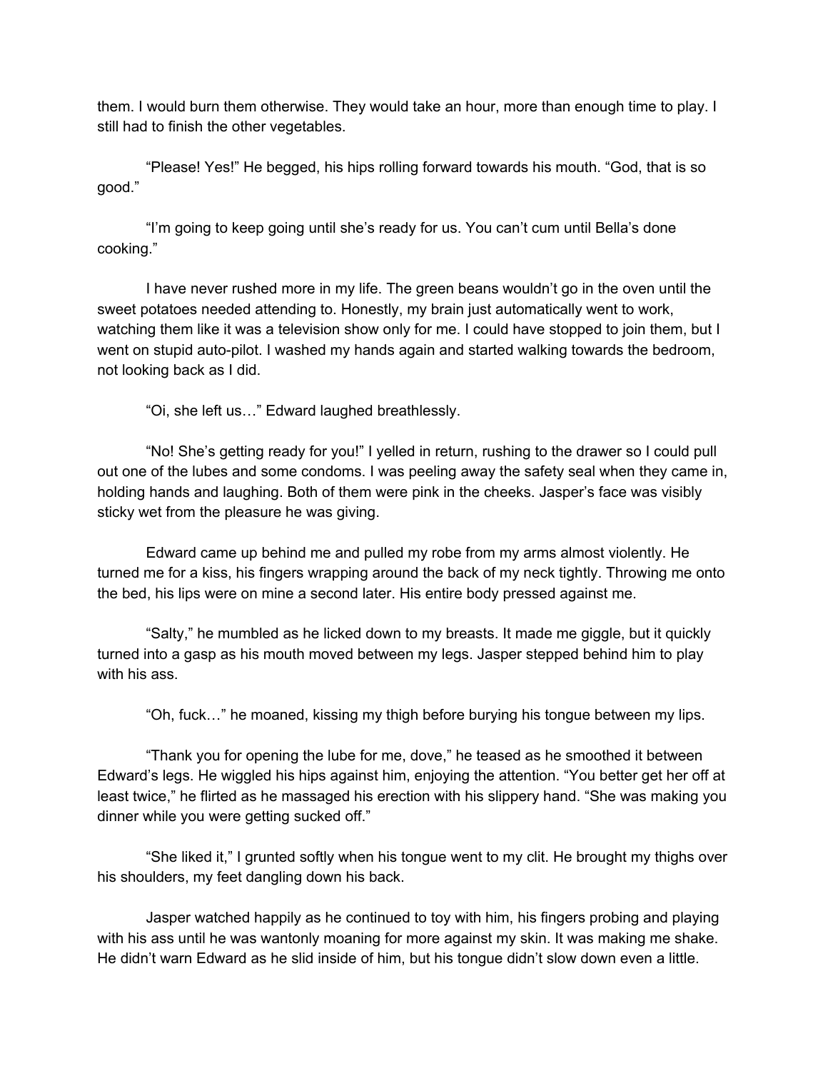them. I would burn them otherwise. They would take an hour, more than enough time to play. I still had to finish the other vegetables.

"Please! Yes!" He begged, his hips rolling forward towards his mouth. "God, that is so good."

"I'm going to keep going until she's ready for us. You can't cum until Bella's done cooking."

I have never rushed more in my life. The green beans wouldn't go in the oven until the sweet potatoes needed attending to. Honestly, my brain just automatically went to work, watching them like it was a television show only for me. I could have stopped to join them, but I went on stupid auto-pilot. I washed my hands again and started walking towards the bedroom, not looking back as I did.

"Oi, she left us…" Edward laughed breathlessly.

"No! She's getting ready for you!" I yelled in return, rushing to the drawer so I could pull out one of the lubes and some condoms. I was peeling away the safety seal when they came in, holding hands and laughing. Both of them were pink in the cheeks. Jasper's face was visibly sticky wet from the pleasure he was giving.

Edward came up behind me and pulled my robe from my arms almost violently. He turned me for a kiss, his fingers wrapping around the back of my neck tightly. Throwing me onto the bed, his lips were on mine a second later. His entire body pressed against me.

"Salty," he mumbled as he licked down to my breasts. It made me giggle, but it quickly turned into a gasp as his mouth moved between my legs. Jasper stepped behind him to play with his ass.

"Oh, fuck…" he moaned, kissing my thigh before burying his tongue between my lips.

"Thank you for opening the lube for me, dove," he teased as he smoothed it between Edward's legs. He wiggled his hips against him, enjoying the attention. "You better get her off at least twice," he flirted as he massaged his erection with his slippery hand. "She was making you dinner while you were getting sucked off."

"She liked it," I grunted softly when his tongue went to my clit. He brought my thighs over his shoulders, my feet dangling down his back.

Jasper watched happily as he continued to toy with him, his fingers probing and playing with his ass until he was wantonly moaning for more against my skin. It was making me shake. He didn't warn Edward as he slid inside of him, but his tongue didn't slow down even a little.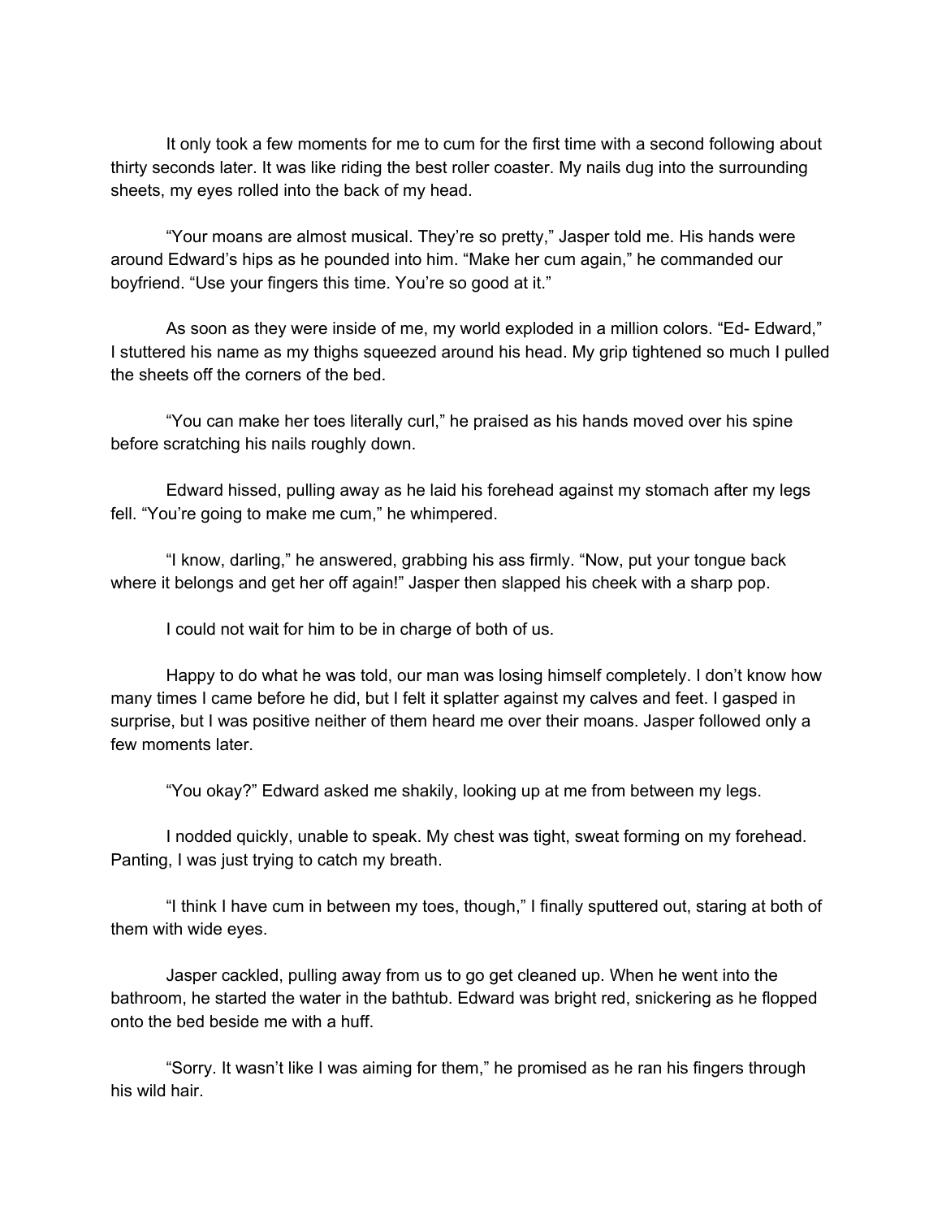It only took a few moments for me to cum for the first time with a second following about thirty seconds later. It was like riding the best roller coaster. My nails dug into the surrounding sheets, my eyes rolled into the back of my head.

"Your moans are almost musical. They're so pretty," Jasper told me. His hands were around Edward's hips as he pounded into him. "Make her cum again," he commanded our boyfriend. "Use your fingers this time. You're so good at it."

As soon as they were inside of me, my world exploded in a million colors. "Ed- Edward," I stuttered his name as my thighs squeezed around his head. My grip tightened so much I pulled the sheets off the corners of the bed.

"You can make her toes literally curl," he praised as his hands moved over his spine before scratching his nails roughly down.

Edward hissed, pulling away as he laid his forehead against my stomach after my legs fell. "You're going to make me cum," he whimpered.

"I know, darling," he answered, grabbing his ass firmly. "Now, put your tongue back where it belongs and get her off again!" Jasper then slapped his cheek with a sharp pop.

I could not wait for him to be in charge of both of us.

Happy to do what he was told, our man was losing himself completely. I don't know how many times I came before he did, but I felt it splatter against my calves and feet. I gasped in surprise, but I was positive neither of them heard me over their moans. Jasper followed only a few moments later.

"You okay?" Edward asked me shakily, looking up at me from between my legs.

I nodded quickly, unable to speak. My chest was tight, sweat forming on my forehead. Panting, I was just trying to catch my breath.

"I think I have cum in between my toes, though," I finally sputtered out, staring at both of them with wide eyes.

Jasper cackled, pulling away from us to go get cleaned up. When he went into the bathroom, he started the water in the bathtub. Edward was bright red, snickering as he flopped onto the bed beside me with a huff.

"Sorry. It wasn't like I was aiming for them," he promised as he ran his fingers through his wild hair.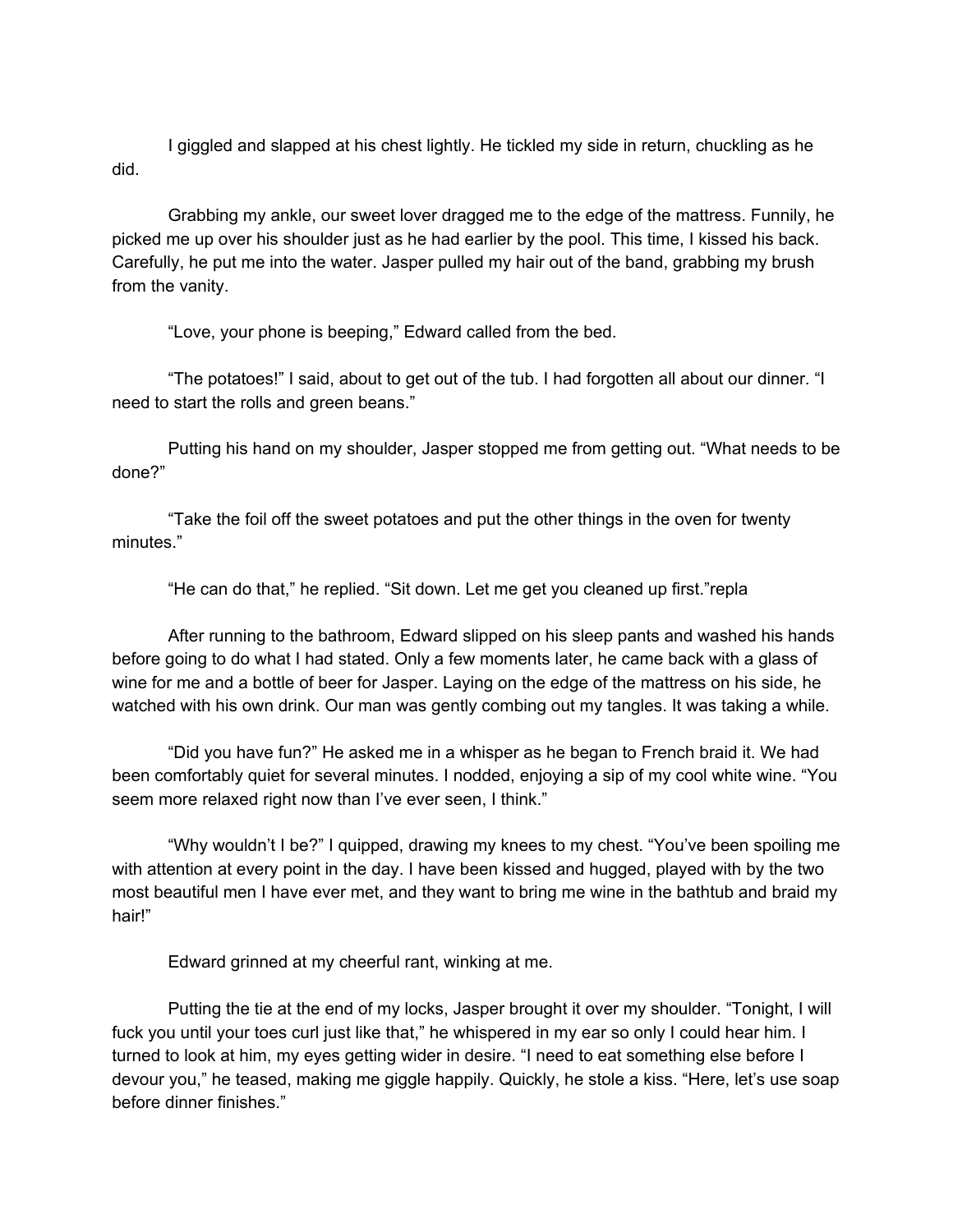I giggled and slapped at his chest lightly. He tickled my side in return, chuckling as he did.

Grabbing my ankle, our sweet lover dragged me to the edge of the mattress. Funnily, he picked me up over his shoulder just as he had earlier by the pool. This time, I kissed his back. Carefully, he put me into the water. Jasper pulled my hair out of the band, grabbing my brush from the vanity.

"Love, your phone is beeping," Edward called from the bed.

"The potatoes!" I said, about to get out of the tub. I had forgotten all about our dinner. "I need to start the rolls and green beans."

Putting his hand on my shoulder, Jasper stopped me from getting out. "What needs to be done?"

"Take the foil off the sweet potatoes and put the other things in the oven for twenty minutes."

"He can do that," he replied. "Sit down. Let me get you cleaned up first."repla

After running to the bathroom, Edward slipped on his sleep pants and washed his hands before going to do what I had stated. Only a few moments later, he came back with a glass of wine for me and a bottle of beer for Jasper. Laying on the edge of the mattress on his side, he watched with his own drink. Our man was gently combing out my tangles. It was taking a while.

"Did you have fun?" He asked me in a whisper as he began to French braid it. We had been comfortably quiet for several minutes. I nodded, enjoying a sip of my cool white wine. "You seem more relaxed right now than I've ever seen, I think."

"Why wouldn't I be?" I quipped, drawing my knees to my chest. "You've been spoiling me with attention at every point in the day. I have been kissed and hugged, played with by the two most beautiful men I have ever met, and they want to bring me wine in the bathtub and braid my hair!"

Edward grinned at my cheerful rant, winking at me.

Putting the tie at the end of my locks, Jasper brought it over my shoulder. "Tonight, I will fuck you until your toes curl just like that," he whispered in my ear so only I could hear him. I turned to look at him, my eyes getting wider in desire. "I need to eat something else before I devour you," he teased, making me giggle happily. Quickly, he stole a kiss. "Here, let's use soap before dinner finishes."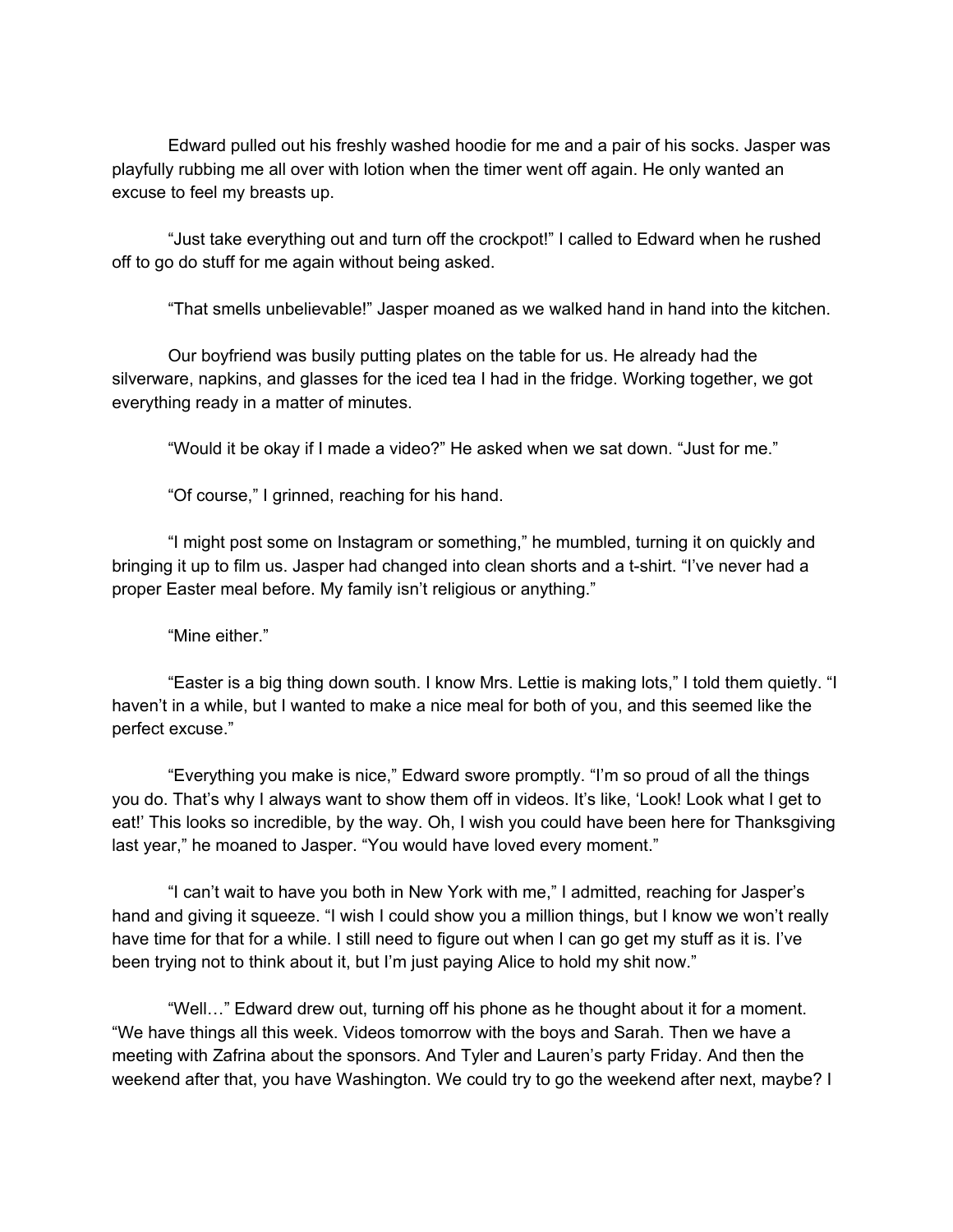Edward pulled out his freshly washed hoodie for me and a pair of his socks. Jasper was playfully rubbing me all over with lotion when the timer went off again. He only wanted an excuse to feel my breasts up.

“Just take everything out and turn off the crockpot!” I called to Edward when he rushed off to go do stuff for me again without being asked.

“That smells unbelievable!” Jasper moaned as we walked hand in hand into the kitchen.

Our boyfriend was busily putting plates on the table for us. He already had the silverware, napkins, and glasses for the iced tea I had in the fridge. Working together, we got everything ready in a matter of minutes.

“Would it be okay if I made a video?” He asked when we sat down. “Just for me.”

“Of course,” I grinned, reaching for his hand.

“I might post some on Instagram or something,” he mumbled, turning it on quickly and bringing it up to film us. Jasper had changed into clean shorts and a t-shirt. “I’ve never had a proper Easter meal before. My family isn’t religious or anything.”

“Mine either.”

“Easter is a big thing down south. I know Mrs. Lettie is making lots,” I told them quietly. “I haven’t in a while, but I wanted to make a nice meal for both of you, and this seemed like the perfect excuse.”

“Everything you make is nice,” Edward swore promptly. “I’m so proud of all the things you do. That’s why I always want to show them off in videos. It’s like, ‘Look! Look what I get to eat!’ This looks so incredible, by the way. Oh, I wish you could have been here for Thanksgiving last year,” he moaned to Jasper. “You would have loved every moment.”

“I can’t wait to have you both in New York with me,” I admitted, reaching for Jasper’s hand and giving it squeeze. “I wish I could show you a million things, but I know we won’t really have time for that for a while. I still need to figure out when I can go get my stuff as it is. I’ve been trying not to think about it, but I’m just paying Alice to hold my shit now.”

“Well…” Edward drew out, turning off his phone as he thought about it for a moment. “We have things all this week. Videos tomorrow with the boys and Sarah. Then we have a meeting with Zafrina about the sponsors. And Tyler and Lauren’s party Friday. And then the weekend after that, you have Washington. We could try to go the weekend after next, maybe? I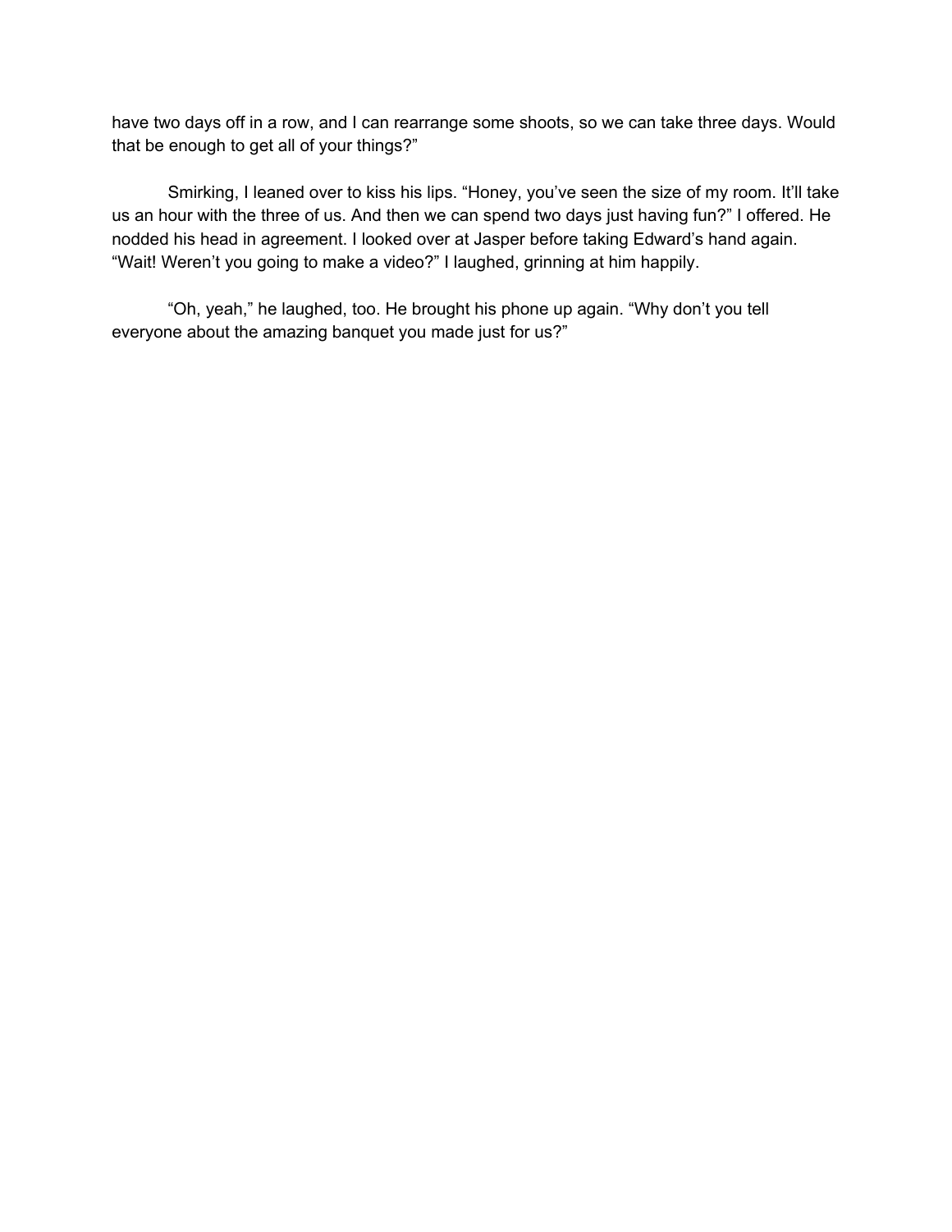have two days off in a row, and I can rearrange some shoots, so we can take three days. Would that be enough to get all of your things?"

Smirking, I leaned over to kiss his lips. "Honey, you've seen the size of my room. It'll take us an hour with the three of us. And then we can spend two days just having fun?" I offered. He nodded his head in agreement. I looked over at Jasper before taking Edward's hand again. "Wait! Weren't you going to make a video?" I laughed, grinning at him happily.

"Oh, yeah," he laughed, too. He brought his phone up again. "Why don't you tell everyone about the amazing banquet you made just for us?"